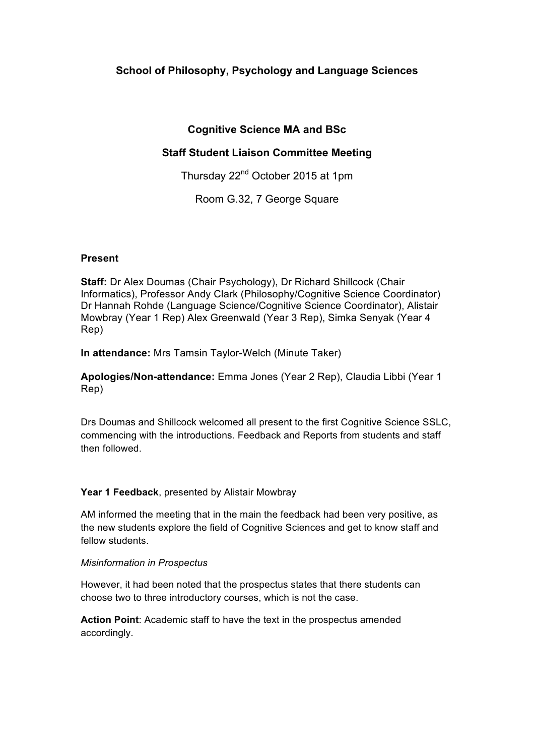**School of Philosophy, Psychology and Language Sciences**

**Cognitive Science MA and BSc**

**Staff Student Liaison Committee Meeting**

Thursday 22nd October 2015 at 1pm

Room G.32, 7 George Square

**Present**

**Staff:** Dr Alex Doumas (Chair Psychology), Dr Richard Shillcock (Chair Informatics), Professor Andy Clark (Philosophy/Cognitive Science Coordinator) Dr Hannah Rohde (Language Science/Cognitive Science Coordinator), Alistair Mowbray (Year 1 Rep) Alex Greenwald (Year 3 Rep), Simka Senyak (Year 4 Rep)

**In attendance:** Mrs Tamsin Taylor-Welch (Minute Taker)

**Apologies/Non-attendance:** Emma Jones (Year 2 Rep), Claudia Libbi (Year 1 Rep)

Drs Doumas and Shillcock welcomed all present to the first Cognitive Science SSLC, commencing with the introductions. Feedback and Reports from students and staff then followed.

**Year 1 Feedback**, presented by Alistair Mowbray

AM informed the meeting that in the main the feedback had been very positive, as the new students explore the field of Cognitive Sciences and get to know staff and fellow students.

*Misinformation in Prospectus*

However, it had been noted that the prospectus states that there students can choose two to three introductory courses, which is not the case.

**Action Point**: Academic staff to have the text in the prospectus amended accordingly.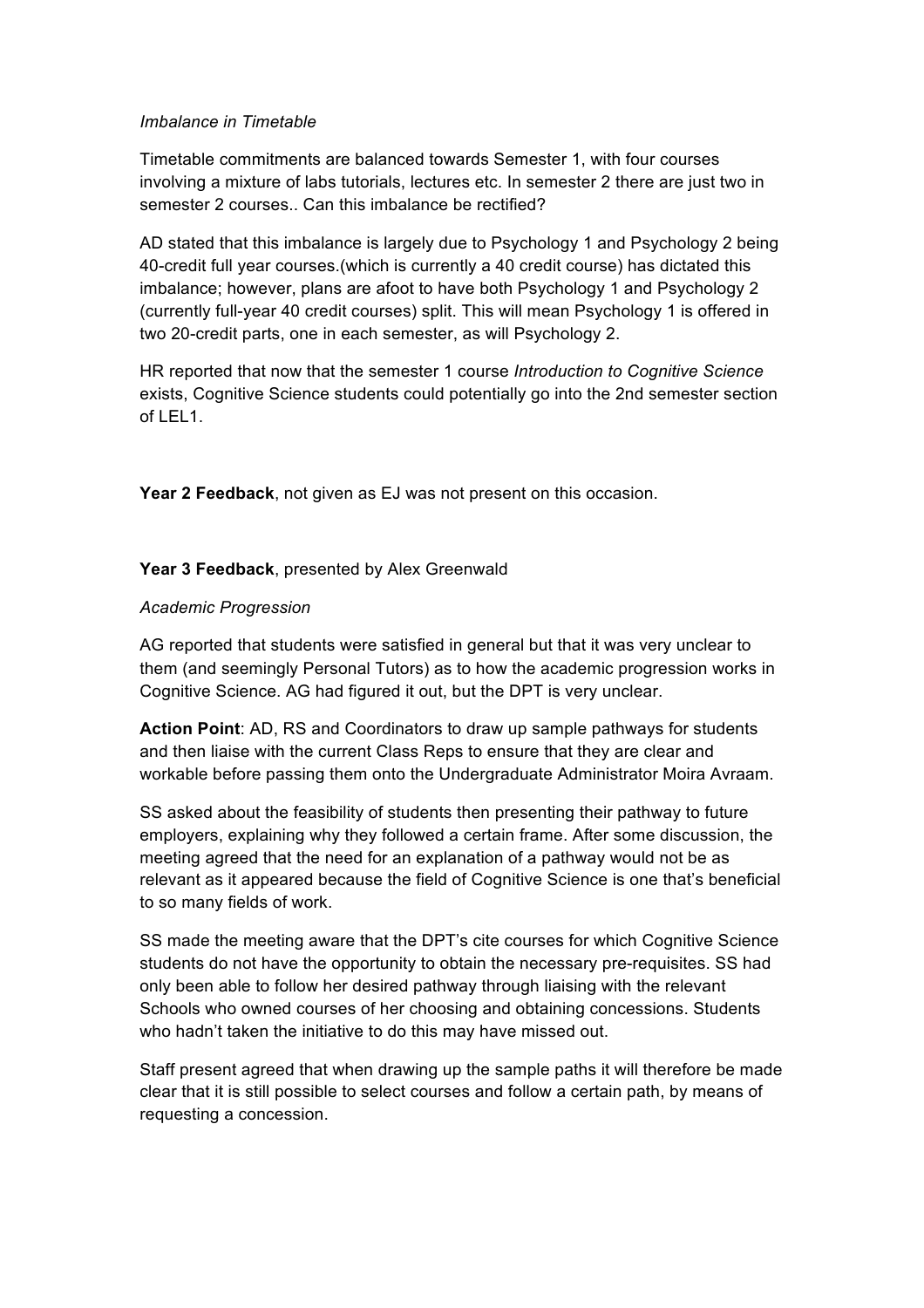*Imbalance in Timetable*

Timetable commitments are balanced towards Semester 1, with four courses involving a mixture of labs tutorials, lectures etc. In semester 2 there are just two in semester 2 courses.. Can this imbalance be rectified?

AD stated that this imbalance is largely due to Psychology 1 and Psychology 2 being 40-credit full year courses.(which is currently a 40 credit course) has dictated this imbalance; however, plans are afoot to have both Psychology 1 and Psychology 2 (currently full-year 40 credit courses) split. This will mean Psychology 1 is offered in two 20-credit parts, one in each semester, as will Psychology 2.

HR reported that now that the semester 1 course *Introduction to Cognitive Science* exists, Cognitive Science students could potentially go into the 2nd semester section of LEL1.

**Year 2 Feedback**, not given as EJ was not present on this occasion.

**Year 3 Feedback**, presented by Alex Greenwald

*Academic Progression*

AG reported that students were satisfied in general but that it was very unclear to them (and seemingly Personal Tutors) as to how the academic progression works in Cognitive Science. AG had figured it out, but the DPT is very unclear.

**Action Point**: AD, RS and Coordinators to draw up sample pathways for students and then liaise with the current Class Reps to ensure that they are clear and workable before passing them onto the Undergraduate Administrator Moira Avraam.

SS asked about the feasibility of students then presenting their pathway to future employers, explaining why they followed a certain frame. After some discussion, the meeting agreed that the need for an explanation of a pathway would not be as relevant as it appeared because the field of Cognitive Science is one that's beneficial to so many fields of work.

SS made the meeting aware that the DPT's cite courses for which Cognitive Science students do not have the opportunity to obtain the necessary pre-requisites. SS had only been able to follow her desired pathway through liaising with the relevant Schools who owned courses of her choosing and obtaining concessions. Students who hadn't taken the initiative to do this may have missed out.

Staff present agreed that when drawing up the sample paths it will therefore be made clear that it is still possible to select courses and follow a certain path, by means of requesting a concession.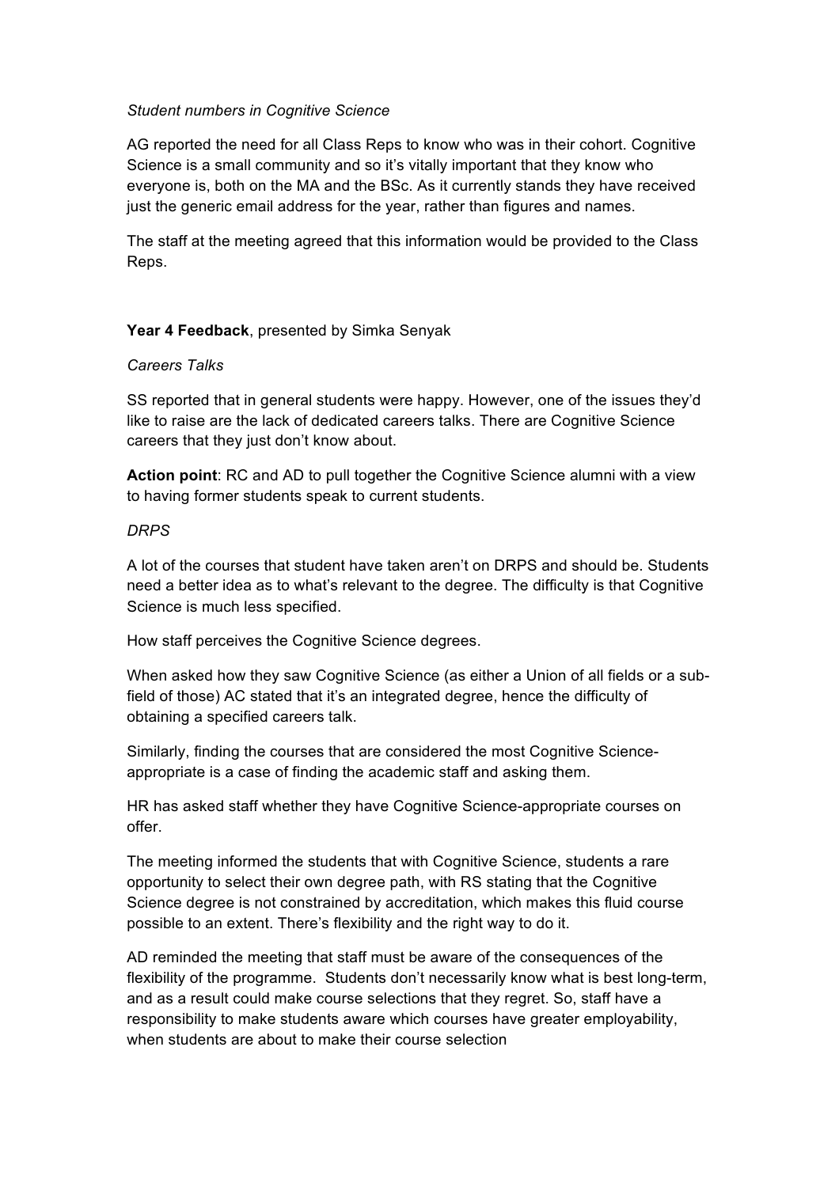*Student numbers in Cognitive Science*

AG reported the need for all Class Reps to know who was in their cohort. Cognitive Science is a small community and so it's vitally important that they know who everyone is, both on the MA and the BSc. As it currently stands they have received just the generic email address for the year, rather than figures and names.

The staff at the meeting agreed that this information would be provided to the Class Reps.

**Year 4 Feedback**, presented by Simka Senyak

*Careers Talks*

SS reported that in general students were happy. However, one of the issues they'd like to raise are the lack of dedicated careers talks. There are Cognitive Science careers that they just don't know about.

**Action point**: RC and AD to pull together the Cognitive Science alumni with a view to having former students speak to current students.

*DRPS*

A lot of the courses that student have taken aren't on DRPS and should be. Students need a better idea as to what's relevant to the degree. The difficulty is that Cognitive Science is much less specified.

How staff perceives the Cognitive Science degrees.

When asked how they saw Cognitive Science (as either a Union of all fields or a sub-field of those) AC stated that it's an integrated degree, hence the difficulty of obtaining a specified careers talk.

Similarly, finding the courses that are considered the most Cognitive Science-appropriate is a case of finding the academic staff and asking them.

HR has asked staff whether they have Cognitive Science-appropriate courses on offer.

The meeting informed the students that with Cognitive Science, students a rare opportunity to select their own degree path, with RS stating that the Cognitive Science degree is not constrained by accreditation, which makes this fluid course possible to an extent. There's flexibility and the right way to do it.

AD reminded the meeting that staff must be aware of the consequences of the flexibility of the programme. Students don't necessarily know what is best long-term, and as a result could make course selections that they regret. So, staff have a responsibility to make students aware which courses have greater employability, when students are about to make their course selection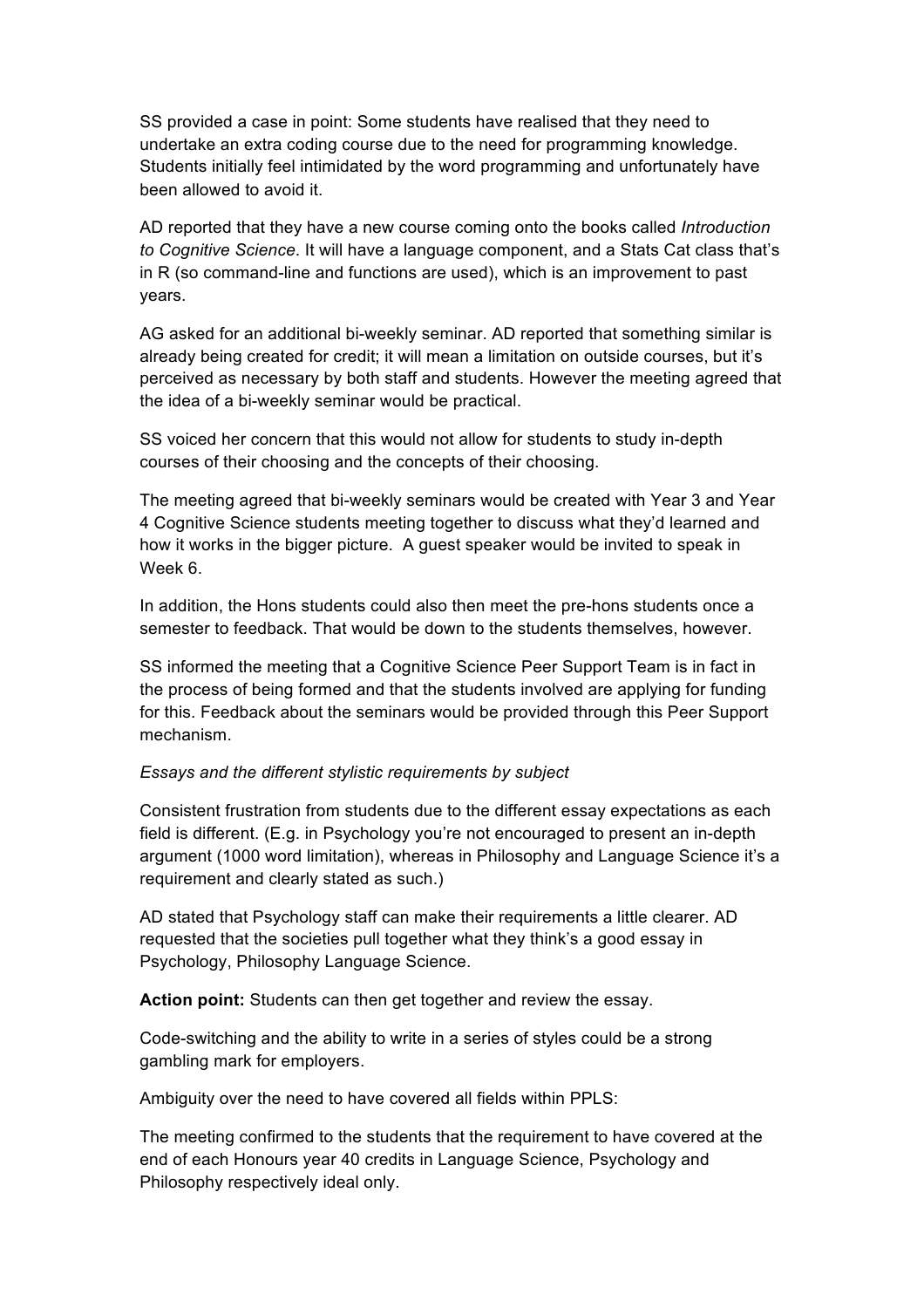SS provided a case in point: Some students have realised that they need to undertake an extra coding course due to the need for programming knowledge. Students initially feel intimidated by the word programming and unfortunately have been allowed to avoid it.

AD reported that they have a new course coming onto the books called *Introduction to Cognitive Science*. It will have a language component, and a Stats Cat class that's in R (so command-line and functions are used), which is an improvement to past years.

AG asked for an additional bi-weekly seminar. AD reported that something similar is already being created for credit; it will mean a limitation on outside courses, but it's perceived as necessary by both staff and students. However the meeting agreed that the idea of a bi-weekly seminar would be practical.

SS voiced her concern that this would not allow for students to study in-depth courses of their choosing and the concepts of their choosing.

The meeting agreed that bi-weekly seminars would be created with Year 3 and Year 4 Cognitive Science students meeting together to discuss what they'd learned and how it works in the bigger picture. A guest speaker would be invited to speak in Week 6.

In addition, the Hons students could also then meet the pre-hons students once a semester to feedback. That would be down to the students themselves, however.

SS informed the meeting that a Cognitive Science Peer Support Team is in fact in the process of being formed and that the students involved are applying for funding for this. Feedback about the seminars would be provided through this Peer Support mechanism.

*Essays and the different stylistic requirements by subject*

Consistent frustration from students due to the different essay expectations as each field is different. (E.g. in Psychology you're not encouraged to present an in-depth argument (1000 word limitation), whereas in Philosophy and Language Science it's a requirement and clearly stated as such.)

AD stated that Psychology staff can make their requirements a little clearer. AD requested that the societies pull together what they think's a good essay in Psychology, Philosophy Language Science.

**Action point:** Students can then get together and review the essay.

Code-switching and the ability to write in a series of styles could be a strong gambling mark for employers.

Ambiguity over the need to have covered all fields within PPLS:

The meeting confirmed to the students that the requirement to have covered at the end of each Honours year 40 credits in Language Science, Psychology and Philosophy respectively ideal only.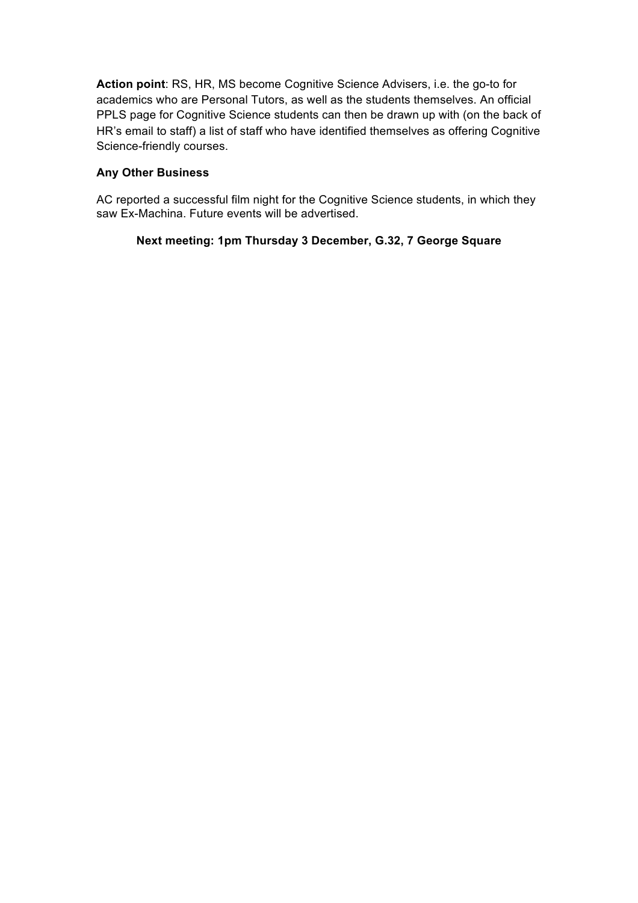**Action point**: RS, HR, MS become Cognitive Science Advisers, i.e. the go-to for academics who are Personal Tutors, as well as the students themselves. An official PPLS page for Cognitive Science students can then be drawn up with (on the back of HR's email to staff) a list of staff who have identified themselves as offering Cognitive Science-friendly courses.

**Any Other Business**

AC reported a successful film night for the Cognitive Science students, in which they saw Ex-Machina. Future events will be advertised.

**Next meeting: 1pm Thursday 3 December, G.32, 7 George Square**